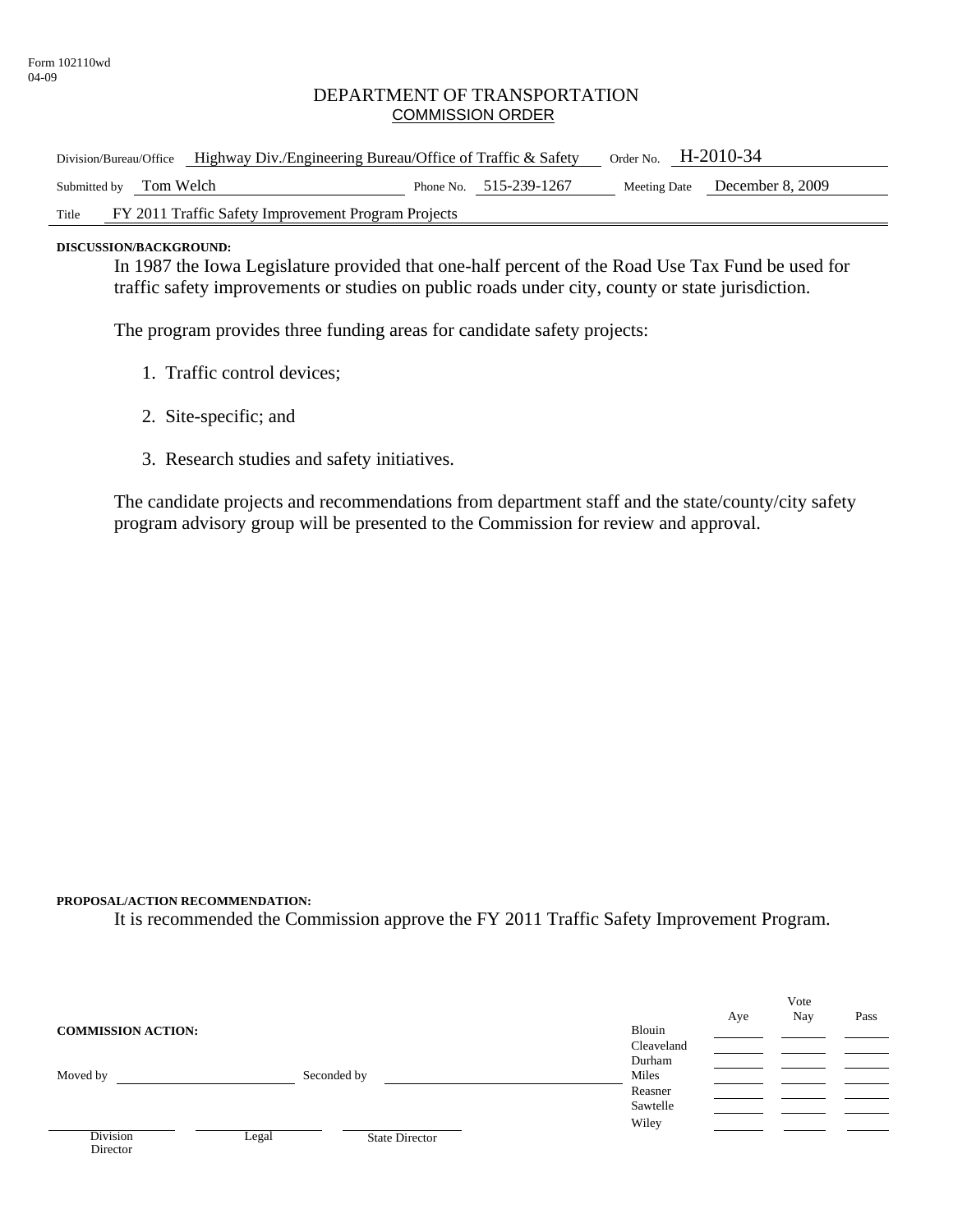Form 102110wd
04-09

# DEPARTMENT OF TRANSPORTATION

## COMMISSION ORDER

| | | | |
|---|---|---|---|
| Division/Bureau/Office | Highway Div./Engineering Bureau/Office of Traffic & Safety | Order No. | H-2010-34 |
| Submitted by | Tom Welch | Phone No. | 515-239-1267 |
| Meeting Date | December 8, 2009 | | |
| Title | FY 2011 Traffic Safety Improvement Program Projects | | |

**DISCUSSION/BACKGROUND:**

In 1987 the Iowa Legislature provided that one-half percent of the Road Use Tax Fund be used for traffic safety improvements or studies on public roads under city, county or state jurisdiction.

The program provides three funding areas for candidate safety projects:

1. Traffic control devices;
2. Site-specific; and
3. Research studies and safety initiatives.

The candidate projects and recommendations from department staff and the state/county/city safety program advisory group will be presented to the Commission for review and approval.

**PROPOSAL/ACTION RECOMMENDATION:**

It is recommended the Commission approve the FY 2011 Traffic Safety Improvement Program.

**COMMISSION ACTION:**

Moved by ____________ Seconded by ____________

| | Vote Aye | Vote Nay | Vote Pass |
|---|---|---|---|
| Blouin | | | |
| Cleaveland | | | |
| Durham | | | |
| Miles | | | |
| Reasner | | | |
| Sawtelle | | | |
| Wiley | | | |

____________ Division Director

____________ Legal

____________ State Director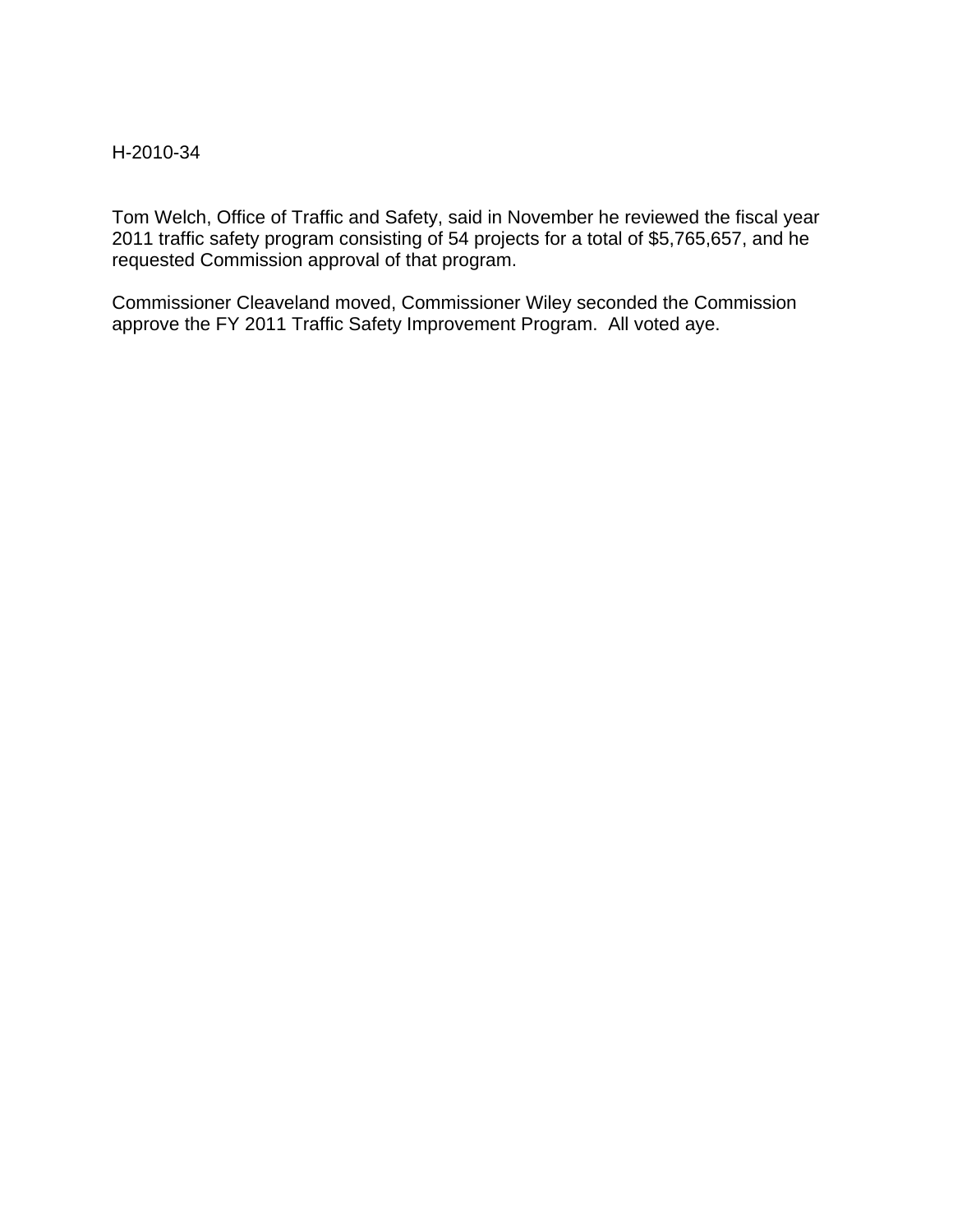H-2010-34

Tom Welch, Office of Traffic and Safety, said in November he reviewed the fiscal year 2011 traffic safety program consisting of 54 projects for a total of $5,765,657, and he requested Commission approval of that program.

Commissioner Cleaveland moved, Commissioner Wiley seconded the Commission approve the FY 2011 Traffic Safety Improvement Program. All voted aye.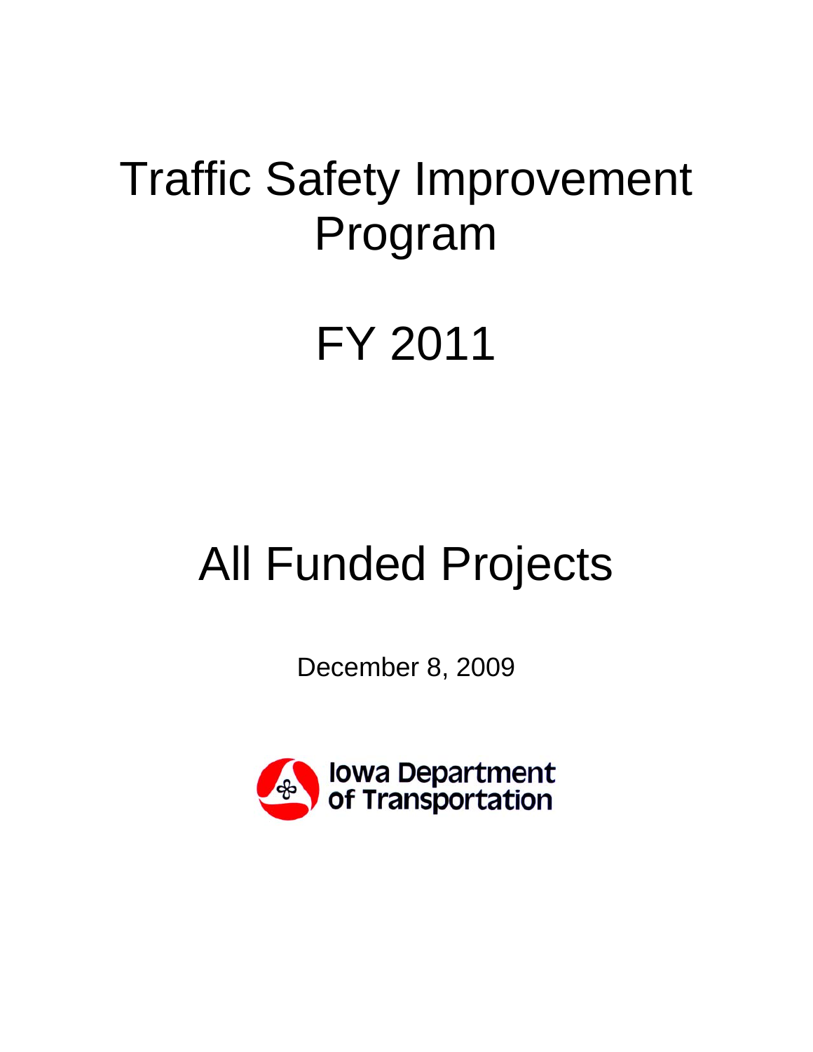# Traffic Safety Improvement Program

# FY 2011

# All Funded Projects

December 8, 2009

Iowa Department of Transportation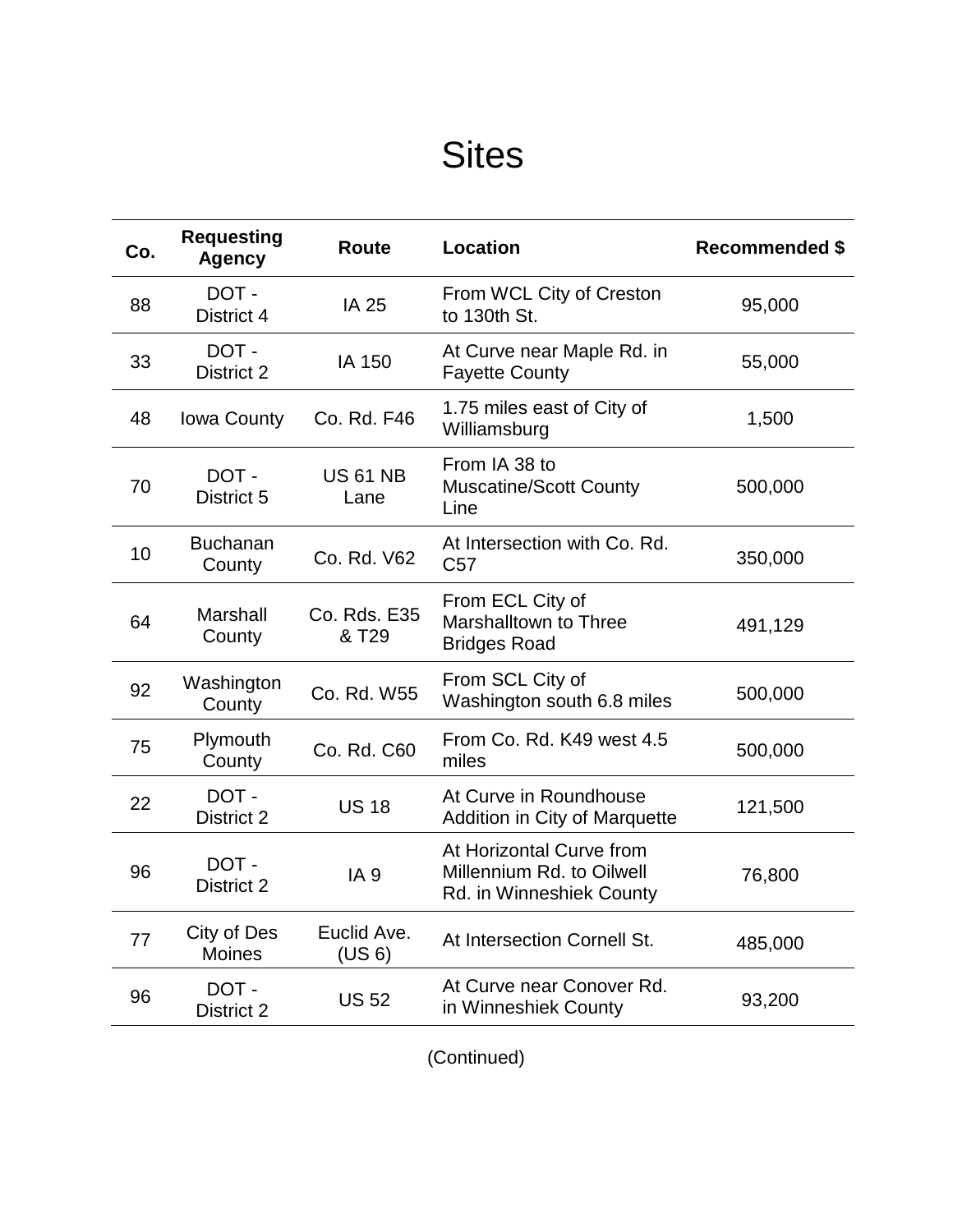# Sites

| Co. | Requesting Agency | Route | Location | Recommended $ |
|---|---|---|---|---|
| 88 | DOT - District 4 | IA 25 | From WCL City of Creston to 130th St. | 95,000 |
| 33 | DOT - District 2 | IA 150 | At Curve near Maple Rd. in Fayette County | 55,000 |
| 48 | Iowa County | Co. Rd. F46 | 1.75 miles east of City of Williamsburg | 1,500 |
| 70 | DOT - District 5 | US 61 NB Lane | From IA 38 to Muscatine/Scott County Line | 500,000 |
| 10 | Buchanan County | Co. Rd. V62 | At Intersection with Co. Rd. C57 | 350,000 |
| 64 | Marshall County | Co. Rds. E35 & T29 | From ECL City of Marshalltown to Three Bridges Road | 491,129 |
| 92 | Washington County | Co. Rd. W55 | From SCL City of Washington south 6.8 miles | 500,000 |
| 75 | Plymouth County | Co. Rd. C60 | From Co. Rd. K49 west 4.5 miles | 500,000 |
| 22 | DOT - District 2 | US 18 | At Curve in Roundhouse Addition in City of Marquette | 121,500 |
| 96 | DOT - District 2 | IA 9 | At Horizontal Curve from Millennium Rd. to Oilwell Rd. in Winneshiek County | 76,800 |
| 77 | City of Des Moines | Euclid Ave. (US 6) | At Intersection Cornell St. | 485,000 |
| 96 | DOT - District 2 | US 52 | At Curve near Conover Rd. in Winneshiek County | 93,200 |

(Continued)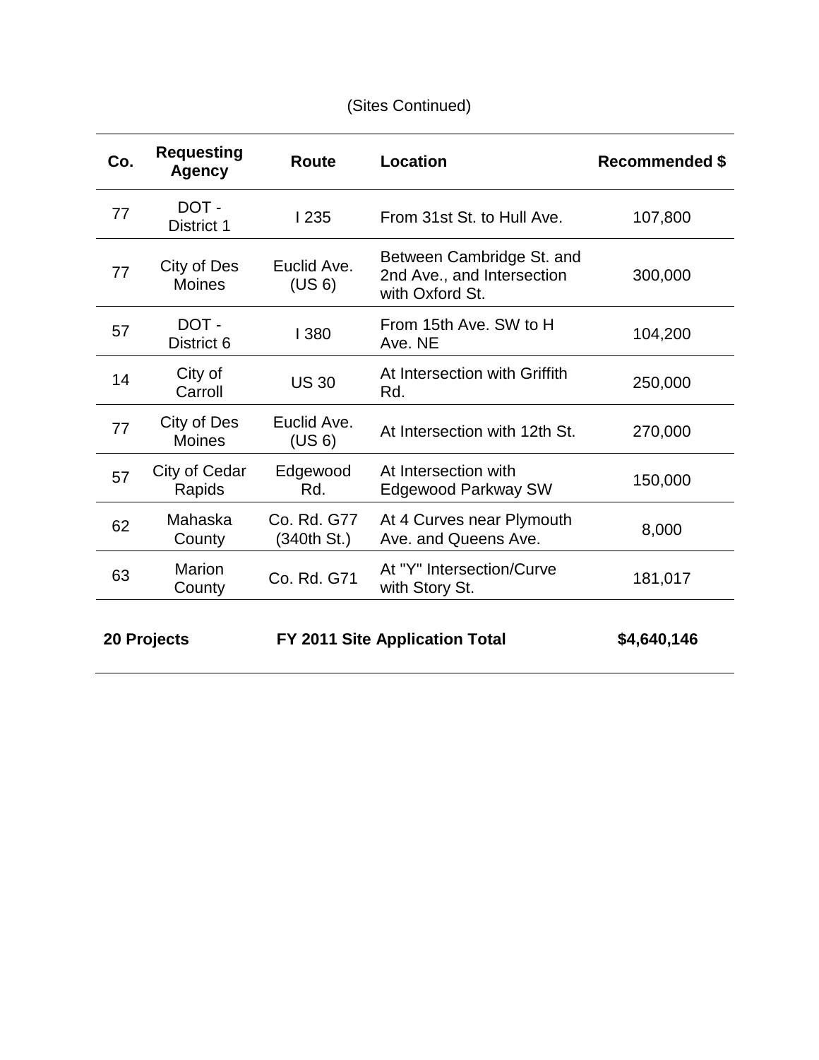(Sites Continued)

| Co. | Requesting Agency | Route | Location | Recommended $ |
| --- | --- | --- | --- | --- |
| 77 | DOT - District 1 | I 235 | From 31st St. to Hull Ave. | 107,800 |
| 77 | City of Des Moines | Euclid Ave. (US 6) | Between Cambridge St. and 2nd Ave., and Intersection with Oxford St. | 300,000 |
| 57 | DOT - District 6 | I 380 | From 15th Ave. SW to H Ave. NE | 104,200 |
| 14 | City of Carroll | US 30 | At Intersection with Griffith Rd. | 250,000 |
| 77 | City of Des Moines | Euclid Ave. (US 6) | At Intersection with 12th St. | 270,000 |
| 57 | City of Cedar Rapids | Edgewood Rd. | At Intersection with Edgewood Parkway SW | 150,000 |
| 62 | Mahaska County | Co. Rd. G77 (340th St.) | At 4 Curves near Plymouth Ave. and Queens Ave. | 8,000 |
| 63 | Marion County | Co. Rd. G71 | At "Y" Intersection/Curve with Story St. | 181,017 |
| **20 Projects** | | **FY 2011 Site Application Total** | | **$4,640,146** |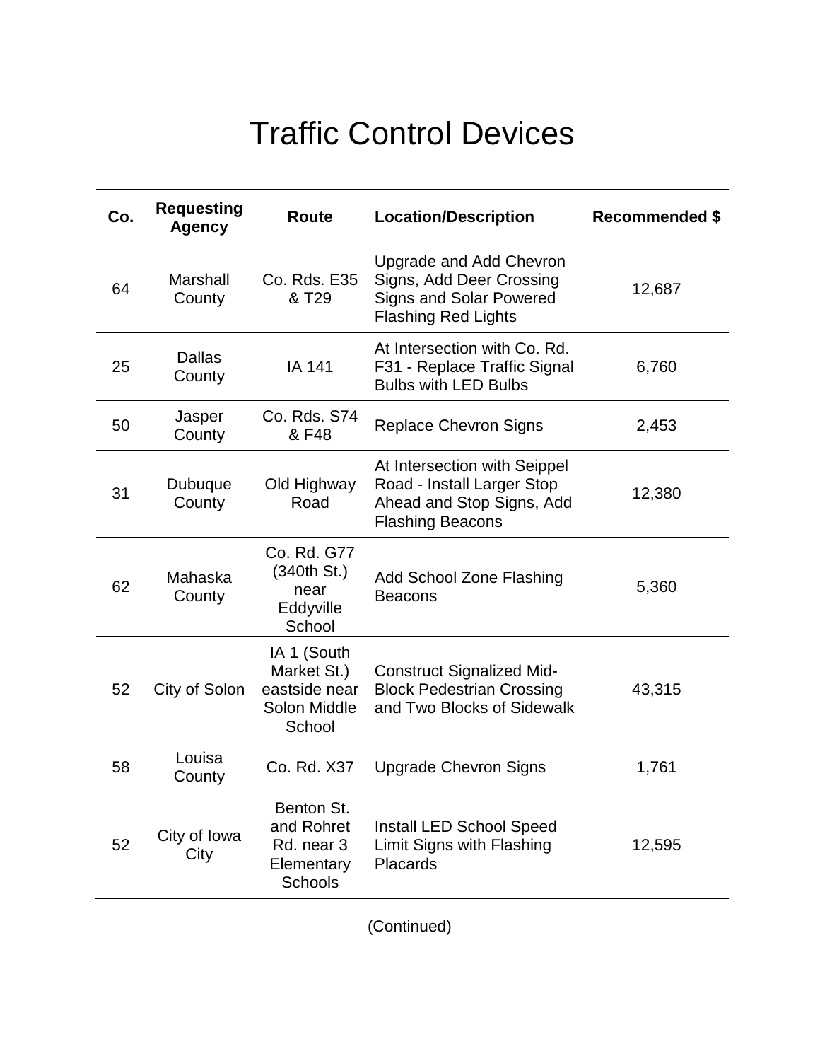# Traffic Control Devices

| Co. | Requesting Agency | Route | Location/Description | Recommended $ |
|---|---|---|---|---|
| 64 | Marshall County | Co. Rds. E35 & T29 | Upgrade and Add Chevron Signs, Add Deer Crossing Signs and Solar Powered Flashing Red Lights | 12,687 |
| 25 | Dallas County | IA 141 | At Intersection with Co. Rd. F31 - Replace Traffic Signal Bulbs with LED Bulbs | 6,760 |
| 50 | Jasper County | Co. Rds. S74 & F48 | Replace Chevron Signs | 2,453 |
| 31 | Dubuque County | Old Highway Road | At Intersection with Seippel Road - Install Larger Stop Ahead and Stop Signs, Add Flashing Beacons | 12,380 |
| 62 | Mahaska County | Co. Rd. G77 (340th St.) near Eddyville School | Add School Zone Flashing Beacons | 5,360 |
| 52 | City of Solon | IA 1 (South Market St.) eastside near Solon Middle School | Construct Signalized Mid-Block Pedestrian Crossing and Two Blocks of Sidewalk | 43,315 |
| 58 | Louisa County | Co. Rd. X37 | Upgrade Chevron Signs | 1,761 |
| 52 | City of Iowa City | Benton St. and Rohret Rd. near 3 Elementary Schools | Install LED School Speed Limit Signs with Flashing Placards | 12,595 |

(Continued)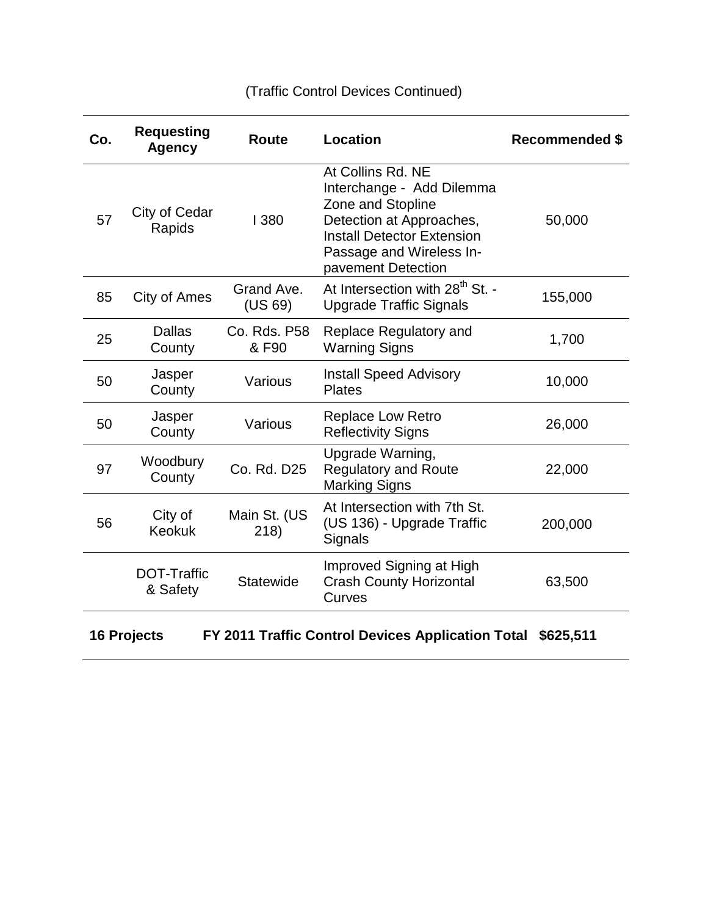(Traffic Control Devices Continued)

| Co. | Requesting Agency | Route | Location | Recommended $ |
|---|---|---|---|---|
| 57 | City of Cedar Rapids | I 380 | At Collins Rd. NE Interchange - Add Dilemma Zone and Stopline Detection at Approaches, Install Detector Extension Passage and Wireless In-pavement Detection | 50,000 |
| 85 | City of Ames | Grand Ave. (US 69) | At Intersection with 28th St. - Upgrade Traffic Signals | 155,000 |
| 25 | Dallas County | Co. Rds. P58 & F90 | Replace Regulatory and Warning Signs | 1,700 |
| 50 | Jasper County | Various | Install Speed Advisory Plates | 10,000 |
| 50 | Jasper County | Various | Replace Low Retro Reflectivity Signs | 26,000 |
| 97 | Woodbury County | Co. Rd. D25 | Upgrade Warning, Regulatory and Route Marking Signs | 22,000 |
| 56 | City of Keokuk | Main St. (US 218) | At Intersection with 7th St. (US 136) - Upgrade Traffic Signals | 200,000 |
| | DOT-Traffic & Safety | Statewide | Improved Signing at High Crash County Horizontal Curves | 63,500 |
| **16 Projects** | | **FY 2011 Traffic Control Devices Application Total** | | **$625,511** |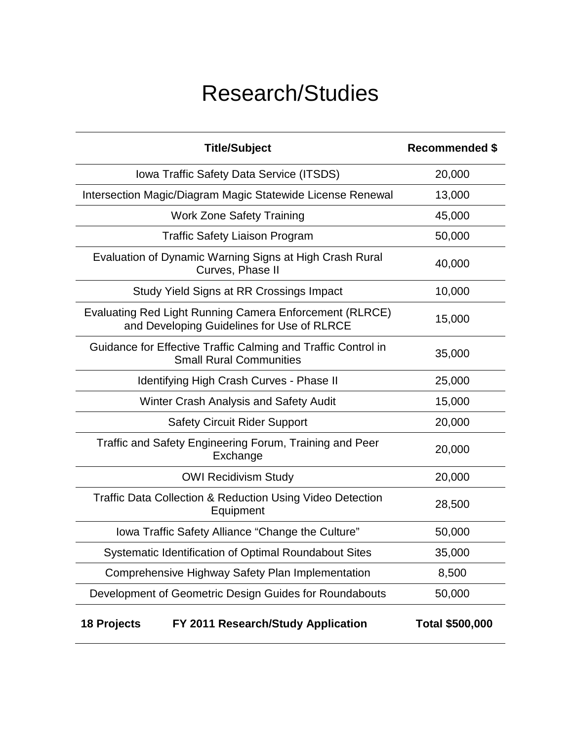# Research/Studies

| Title/Subject | Recommended $ |
|---|---|
| Iowa Traffic Safety Data Service (ITSDS) | 20,000 |
| Intersection Magic/Diagram Magic Statewide License Renewal | 13,000 |
| Work Zone Safety Training | 45,000 |
| Traffic Safety Liaison Program | 50,000 |
| Evaluation of Dynamic Warning Signs at High Crash Rural Curves, Phase II | 40,000 |
| Study Yield Signs at RR Crossings Impact | 10,000 |
| Evaluating Red Light Running Camera Enforcement (RLRCE) and Developing Guidelines for Use of RLRCE | 15,000 |
| Guidance for Effective Traffic Calming and Traffic Control in Small Rural Communities | 35,000 |
| Identifying High Crash Curves - Phase II | 25,000 |
| Winter Crash Analysis and Safety Audit | 15,000 |
| Safety Circuit Rider Support | 20,000 |
| Traffic and Safety Engineering Forum, Training and Peer Exchange | 20,000 |
| OWI Recidivism Study | 20,000 |
| Traffic Data Collection & Reduction Using Video Detection Equipment | 28,500 |
| Iowa Traffic Safety Alliance "Change the Culture" | 50,000 |
| Systematic Identification of Optimal Roundabout Sites | 35,000 |
| Comprehensive Highway Safety Plan Implementation | 8,500 |
| Development of Geometric Design Guides for Roundabouts | 50,000 |
| **18 Projects FY 2011 Research/Study Application** | **Total $500,000** |